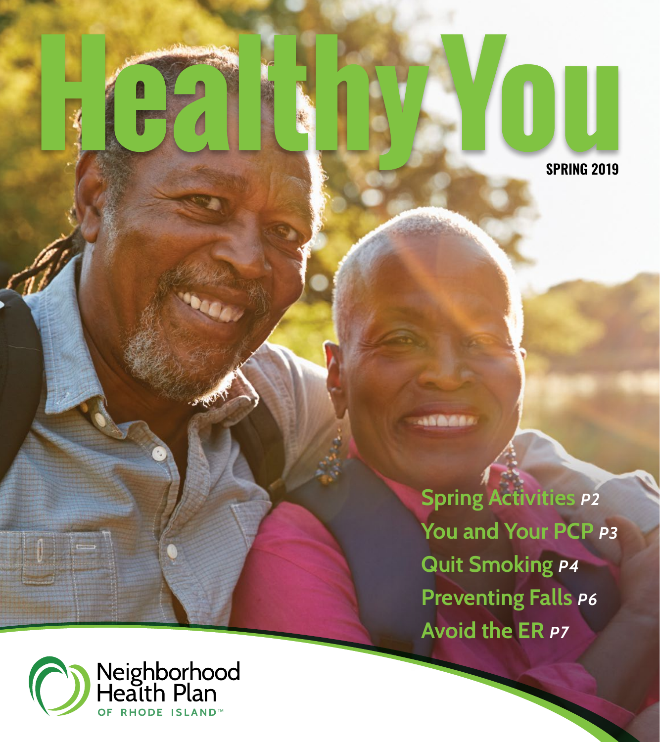# Healthy You

**SPRING 2019**

Spring Activities *P2*

You and Your PCP *P3*

Quit Smoking *P4*

Preventing Falls *P6*

Avoid the ER *P7*

Neighborhood Health Plan OF RHODE ISLAND™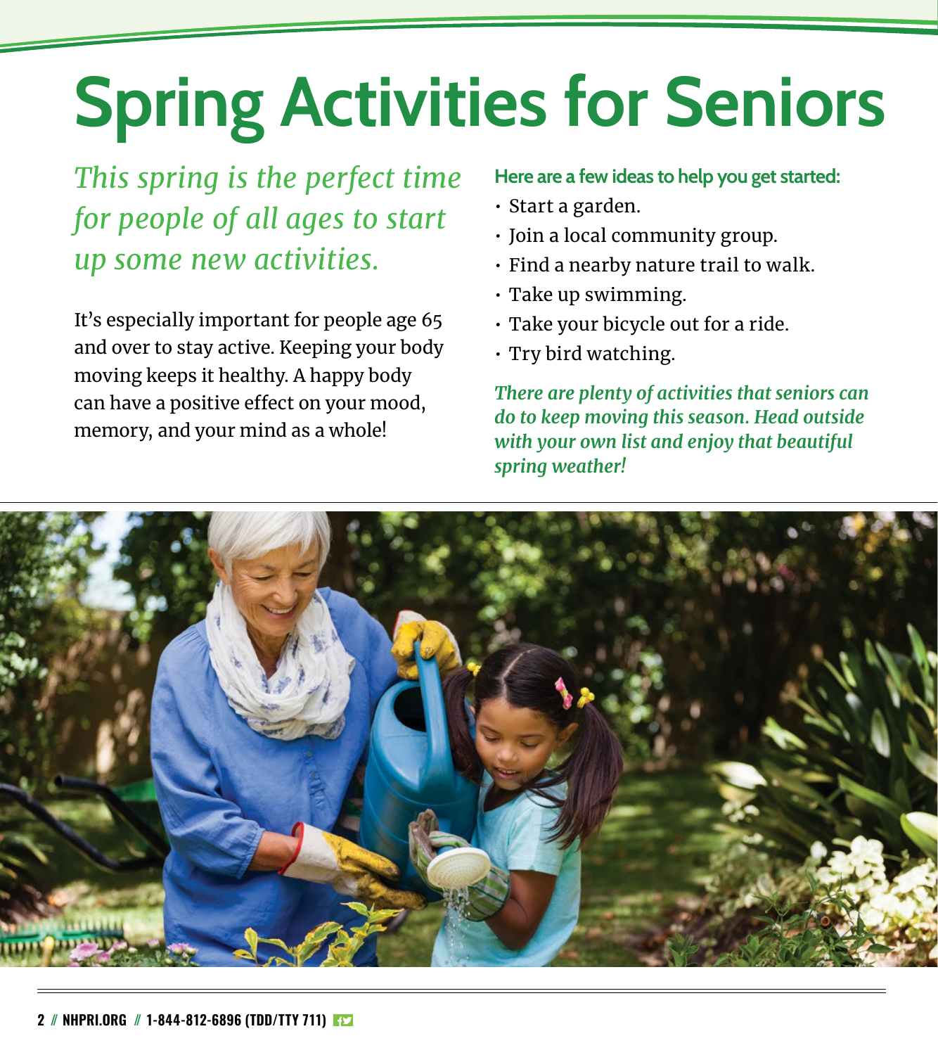# Spring Activities for Seniors

*This spring is the perfect time for people of all ages to start up some new activities.*

It's especially important for people age 65 and over to stay active. Keeping your body moving keeps it healthy. A happy body can have a positive effect on your mood, memory, and your mind as a whole!

**Here are a few ideas to help you get started:**

- Start a garden.
- Join a local community group.
- Find a nearby nature trail to walk.
- Take up swimming.
- Take your bicycle out for a ride.
- Try bird watching.

***There are plenty of activities that seniors can do to keep moving this season. Head outside with your own list and enjoy that beautiful spring weather!***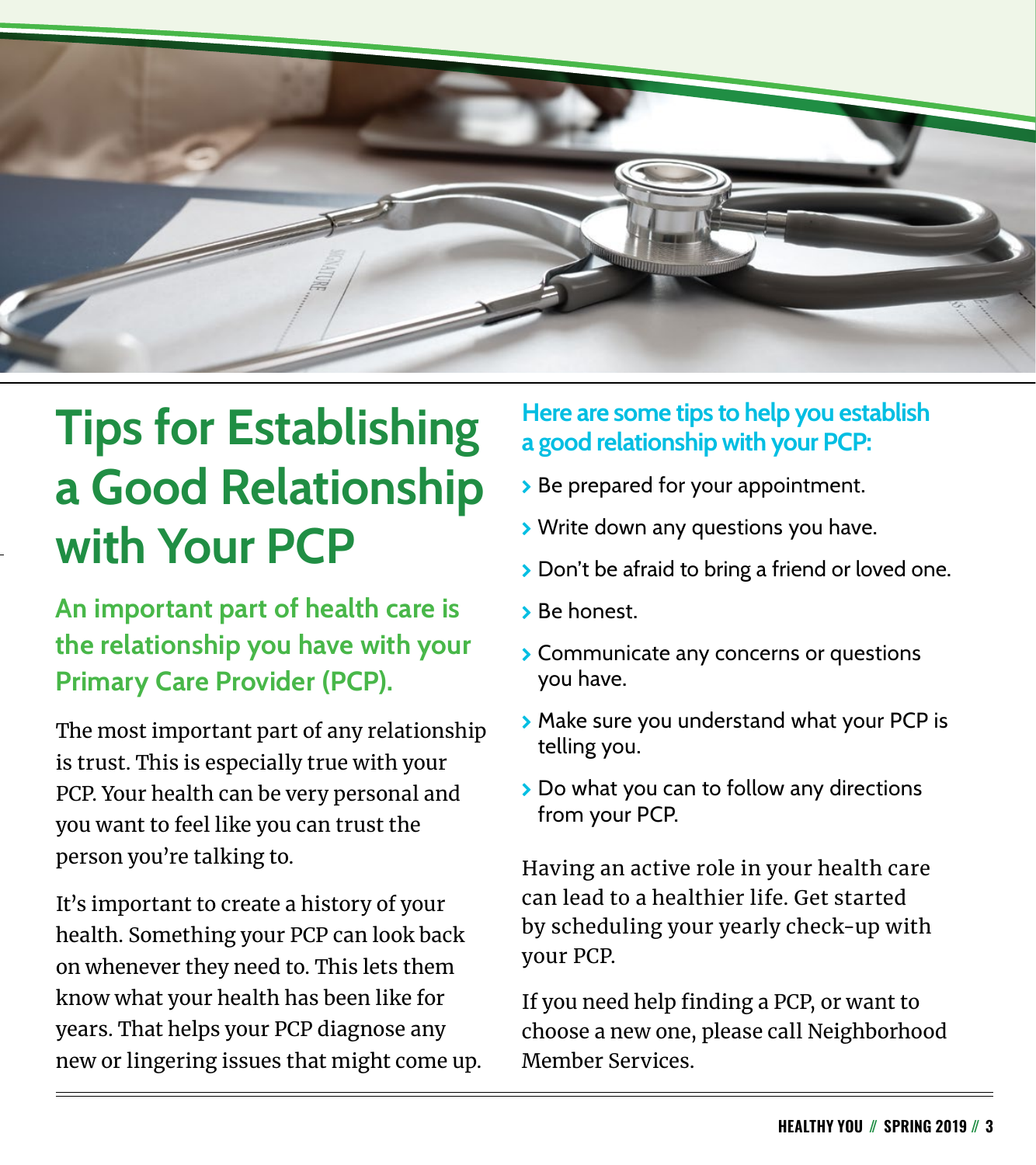# Tips for Establishing a Good Relationship with Your PCP

## An important part of health care is the relationship you have with your Primary Care Provider (PCP).

The most important part of any relationship is trust. This is especially true with your PCP. Your health can be very personal and you want to feel like you can trust the person you're talking to.

It's important to create a history of your health. Something your PCP can look back on whenever they need to. This lets them know what your health has been like for years. That helps your PCP diagnose any new or lingering issues that might come up.

### Here are some tips to help you establish a good relationship with your PCP:

- Be prepared for your appointment.
- Write down any questions you have.
- Don't be afraid to bring a friend or loved one.
- Be honest.
- Communicate any concerns or questions you have.
- Make sure you understand what your PCP is telling you.
- Do what you can to follow any directions from your PCP.

Having an active role in your health care can lead to a healthier life. Get started by scheduling your yearly check-up with your PCP.

If you need help finding a PCP, or want to choose a new one, please call Neighborhood Member Services.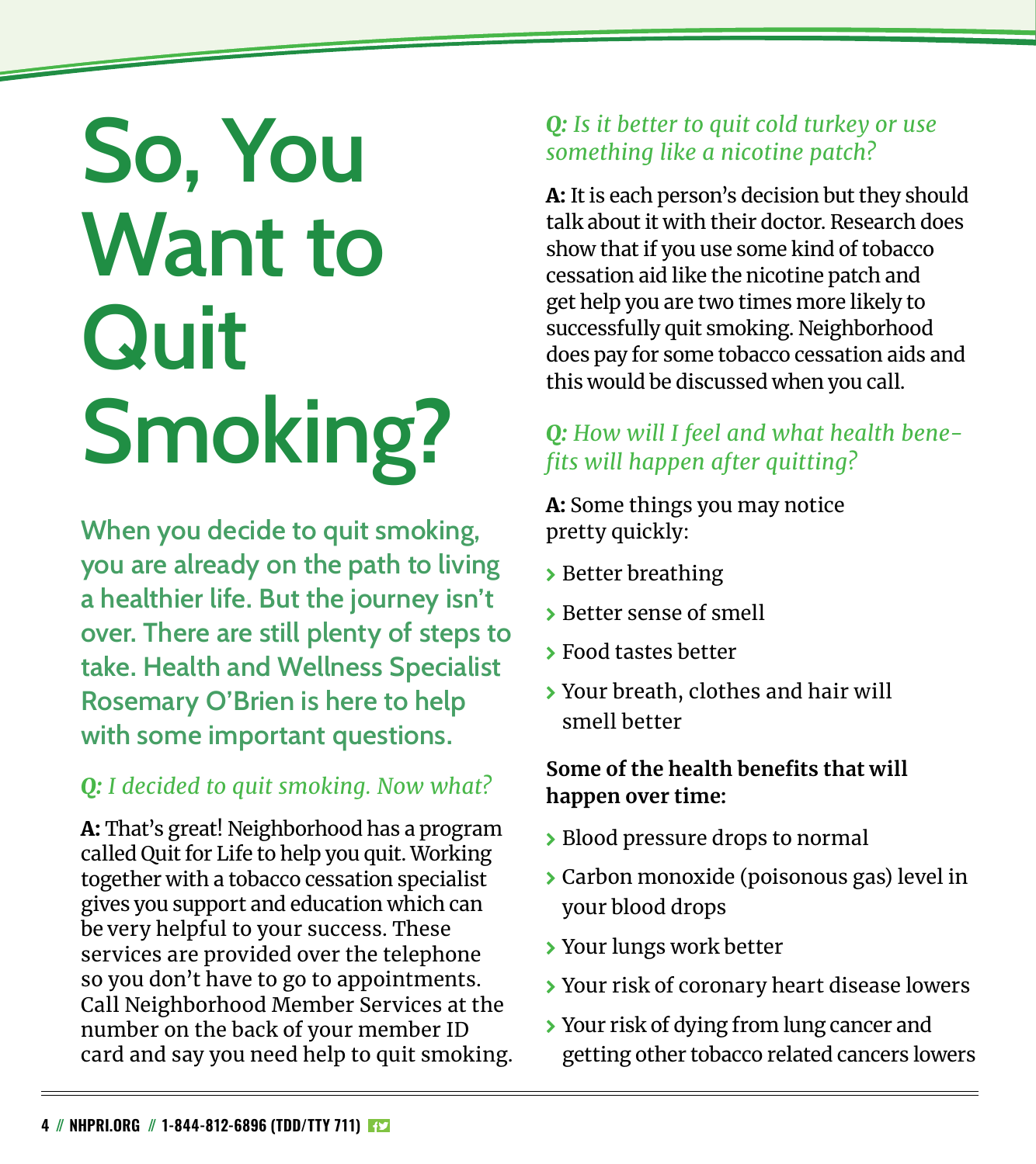# So, You Want to Quit Smoking?

**When you decide to quit smoking, you are already on the path to living a healthier life. But the journey isn't over. There are still plenty of steps to take. Health and Wellness Specialist Rosemary O'Brien is here to help with some important questions.**

*Q: I decided to quit smoking. Now what?*

**A:** That's great! Neighborhood has a program called Quit for Life to help you quit. Working together with a tobacco cessation specialist gives you support and education which can be very helpful to your success. These services are provided over the telephone so you don't have to go to appointments. Call Neighborhood Member Services at the number on the back of your member ID card and say you need help to quit smoking.

*Q: Is it better to quit cold turkey or use something like a nicotine patch?*

**A:** It is each person's decision but they should talk about it with their doctor. Research does show that if you use some kind of tobacco cessation aid like the nicotine patch and get help you are two times more likely to successfully quit smoking. Neighborhood does pay for some tobacco cessation aids and this would be discussed when you call.

*Q: How will I feel and what health benefits will happen after quitting?*

**A:** Some things you may notice pretty quickly:

- Better breathing
- Better sense of smell
- Food tastes better
- Your breath, clothes and hair will smell better

**Some of the health benefits that will happen over time:**

- Blood pressure drops to normal
- Carbon monoxide (poisonous gas) level in your blood drops
- Your lungs work better
- Your risk of coronary heart disease lowers
- Your risk of dying from lung cancer and getting other tobacco related cancers lowers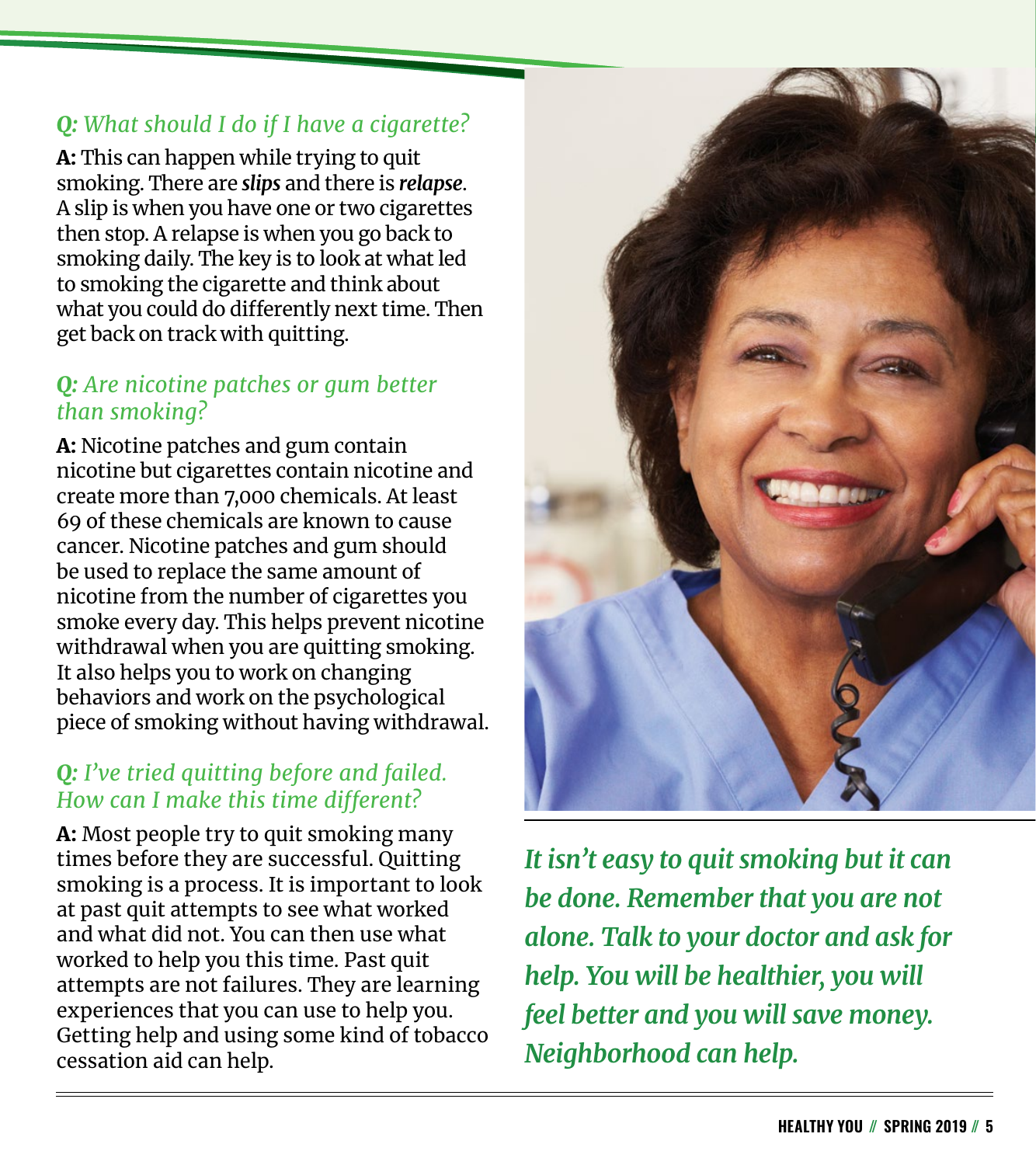### *Q: What should I do if I have a cigarette?*

**A:** This can happen while trying to quit smoking. There are ***slips*** and there is ***relapse***. A slip is when you have one or two cigarettes then stop. A relapse is when you go back to smoking daily. The key is to look at what led to smoking the cigarette and think about what you could do differently next time. Then get back on track with quitting.

### *Q: Are nicotine patches or gum better than smoking?*

**A:** Nicotine patches and gum contain nicotine but cigarettes contain nicotine and create more than 7,000 chemicals. At least 69 of these chemicals are known to cause cancer. Nicotine patches and gum should be used to replace the same amount of nicotine from the number of cigarettes you smoke every day. This helps prevent nicotine withdrawal when you are quitting smoking. It also helps you to work on changing behaviors and work on the psychological piece of smoking without having withdrawal.

### *Q: I've tried quitting before and failed. How can I make this time different?*

**A:** Most people try to quit smoking many times before they are successful. Quitting smoking is a process. It is important to look at past quit attempts to see what worked and what did not. You can then use what worked to help you this time. Past quit attempts are not failures. They are learning experiences that you can use to help you. Getting help and using some kind of tobacco cessation aid can help.

***It isn't easy to quit smoking but it can be done. Remember that you are not alone. Talk to your doctor and ask for help. You will be healthier, you will feel better and you will save money. Neighborhood can help.***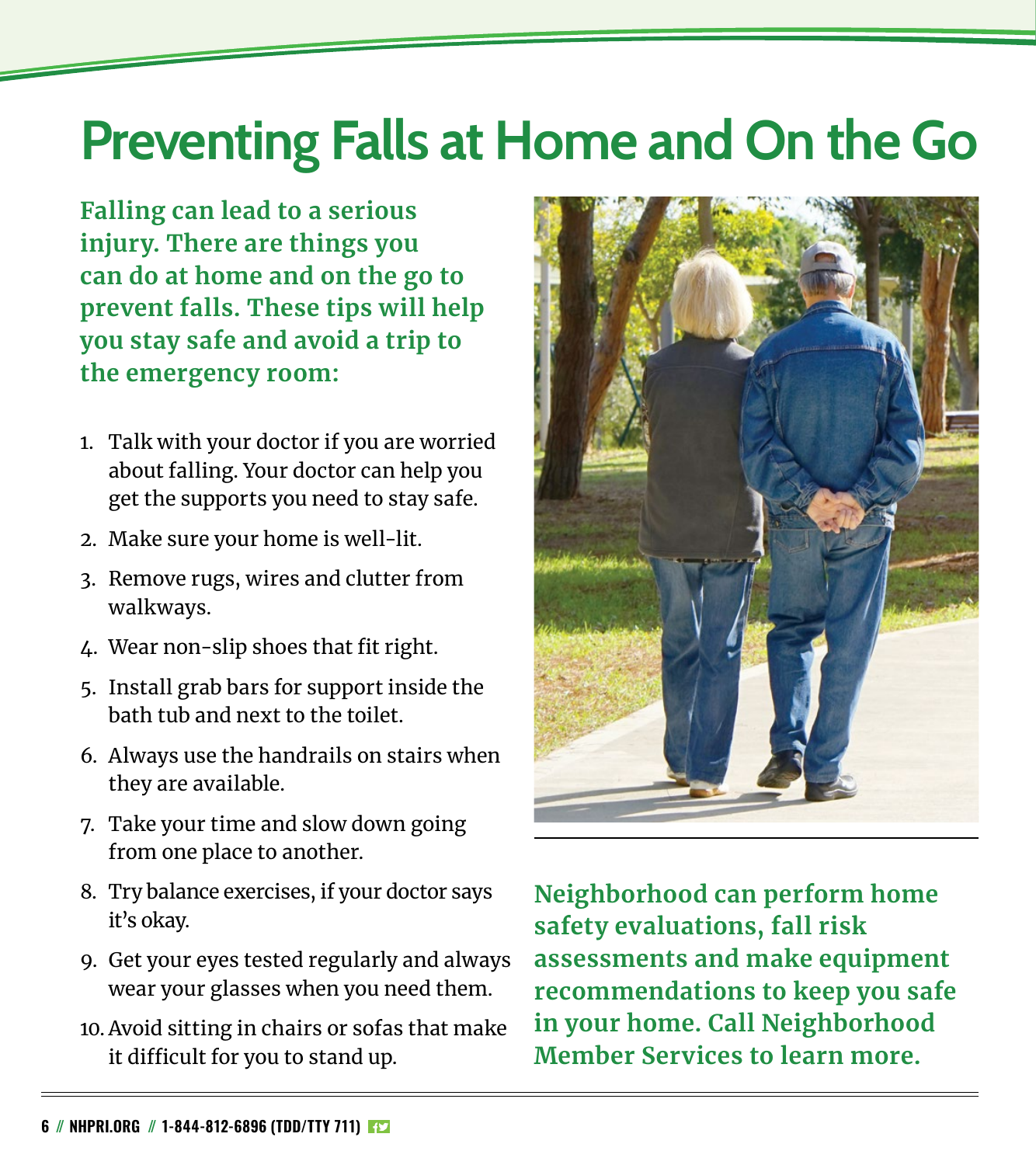# Preventing Falls at Home and On the Go

**Falling can lead to a serious injury. There are things you can do at home and on the go to prevent falls. These tips will help you stay safe and avoid a trip to the emergency room:**

1. Talk with your doctor if you are worried about falling. Your doctor can help you get the supports you need to stay safe.
2. Make sure your home is well-lit.
3. Remove rugs, wires and clutter from walkways.
4. Wear non-slip shoes that fit right.
5. Install grab bars for support inside the bath tub and next to the toilet.
6. Always use the handrails on stairs when they are available.
7. Take your time and slow down going from one place to another.
8. Try balance exercises, if your doctor says it's okay.
9. Get your eyes tested regularly and always wear your glasses when you need them.
10. Avoid sitting in chairs or sofas that make it difficult for you to stand up.

**Neighborhood can perform home safety evaluations, fall risk assessments and make equipment recommendations to keep you safe in your home. Call Neighborhood Member Services to learn more.**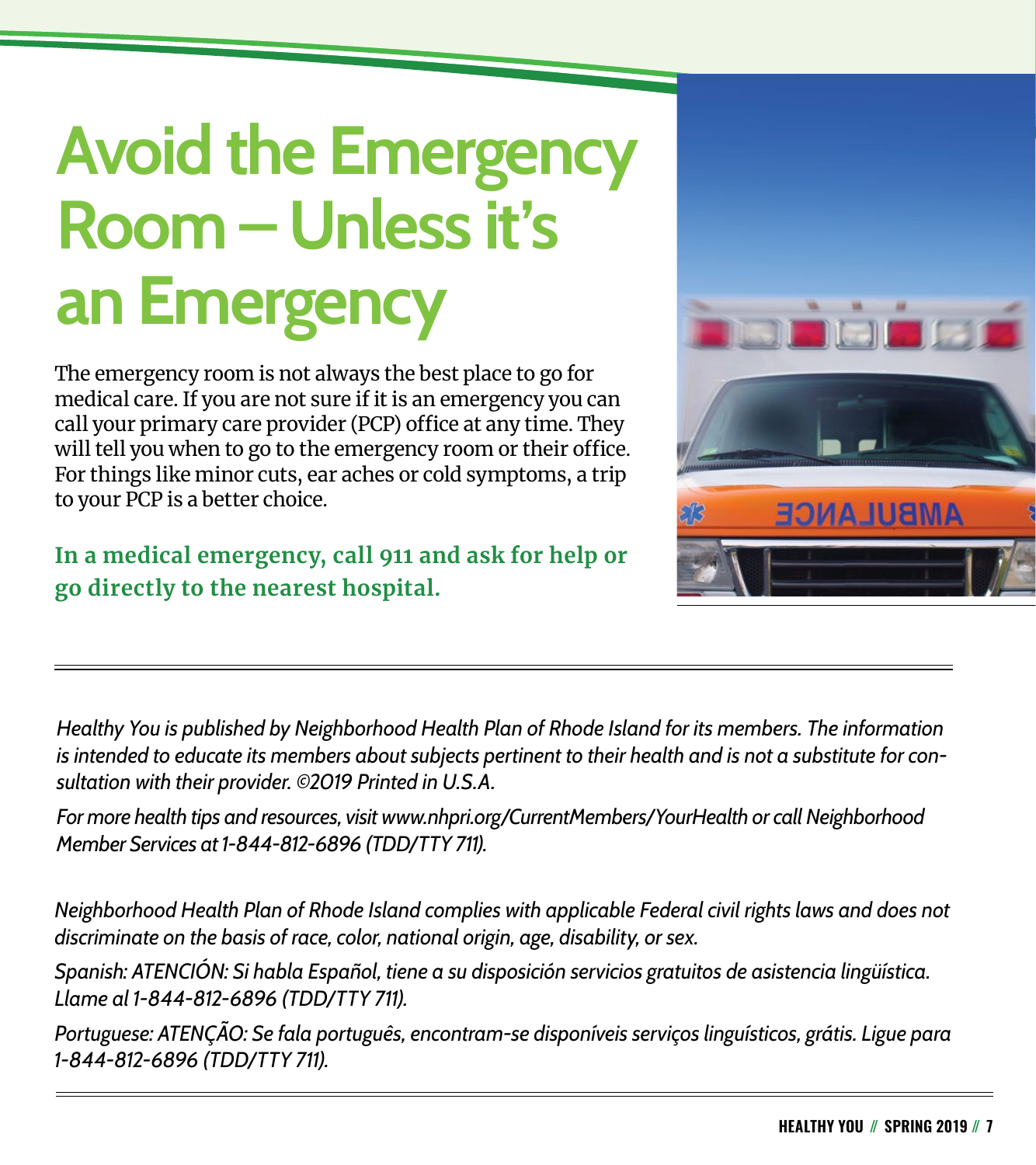# Avoid the Emergency Room – Unless it's an Emergency

The emergency room is not always the best place to go for medical care. If you are not sure if it is an emergency you can call your primary care provider (PCP) office at any time. They will tell you when to go to the emergency room or their office. For things like minor cuts, ear aches or cold symptoms, a trip to your PCP is a better choice.

**In a medical emergency, call 911 and ask for help or go directly to the nearest hospital.**

---

*Healthy You is published by Neighborhood Health Plan of Rhode Island for its members. The information is intended to educate its members about subjects pertinent to their health and is not a substitute for consultation with their provider. ©2019 Printed in U.S.A.*

*For more health tips and resources, visit www.nhpri.org/CurrentMembers/YourHealth or call Neighborhood Member Services at 1-844-812-6896 (TDD/TTY 711).*

*Neighborhood Health Plan of Rhode Island complies with applicable Federal civil rights laws and does not discriminate on the basis of race, color, national origin, age, disability, or sex.*

*Spanish: ATENCIÓN: Si habla Español, tiene a su disposición servicios gratuitos de asistencia lingüística. Llame al 1-844-812-6896 (TDD/TTY 711).*

*Portuguese: ATENÇÃO: Se fala português, encontram-se disponíveis serviços linguísticos, grátis. Ligue para 1-844-812-6896 (TDD/TTY 711).*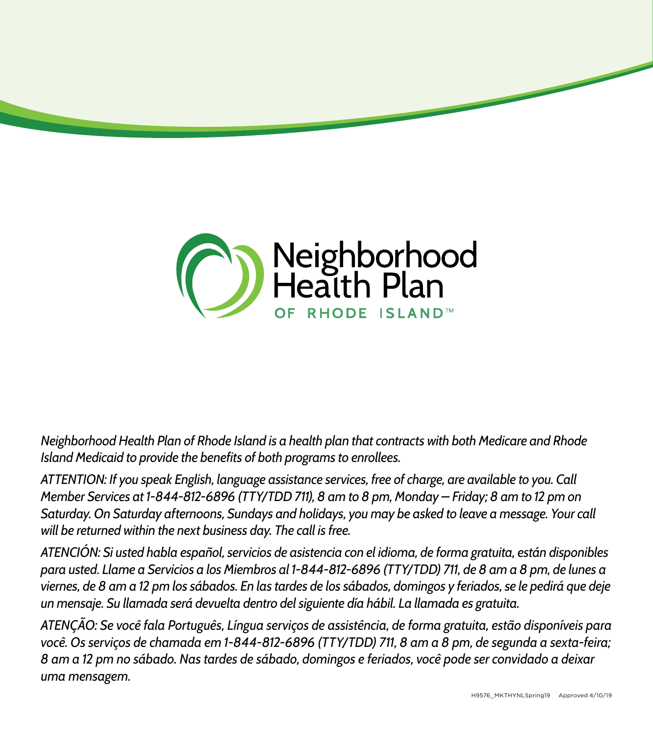Neighborhood Health Plan

OF RHODE ISLAND™

*Neighborhood Health Plan of Rhode Island is a health plan that contracts with both Medicare and Rhode Island Medicaid to provide the benefits of both programs to enrollees.*

*ATTENTION: If you speak English, language assistance services, free of charge, are available to you. Call Member Services at 1-844-812-6896 (TTY/TDD 711), 8 am to 8 pm, Monday – Friday; 8 am to 12 pm on Saturday. On Saturday afternoons, Sundays and holidays, you may be asked to leave a message. Your call will be returned within the next business day. The call is free.*

*ATENCIÓN: Si usted habla español, servicios de asistencia con el idioma, de forma gratuita, están disponibles para usted. Llame a Servicios a los Miembros al 1-844-812-6896 (TTY/TDD) 711, de 8 am a 8 pm, de lunes a viernes, de 8 am a 12 pm los sábados. En las tardes de los sábados, domingos y feriados, se le pedirá que deje un mensaje. Su llamada será devuelta dentro del siguiente día hábil. La llamada es gratuita.*

*ATENÇÃO: Se você fala Português, Língua serviços de assistência, de forma gratuita, estão disponíveis para você. Os serviços de chamada em 1-844-812-6896 (TTY/TDD) 711, 8 am a 8 pm, de segunda a sexta-feira; 8 am a 12 pm no sábado. Nas tardes de sábado, domingos e feriados, você pode ser convidado a deixar uma mensagem.*

H9576_MKTHYNLSpring19 Approved 4/10/19